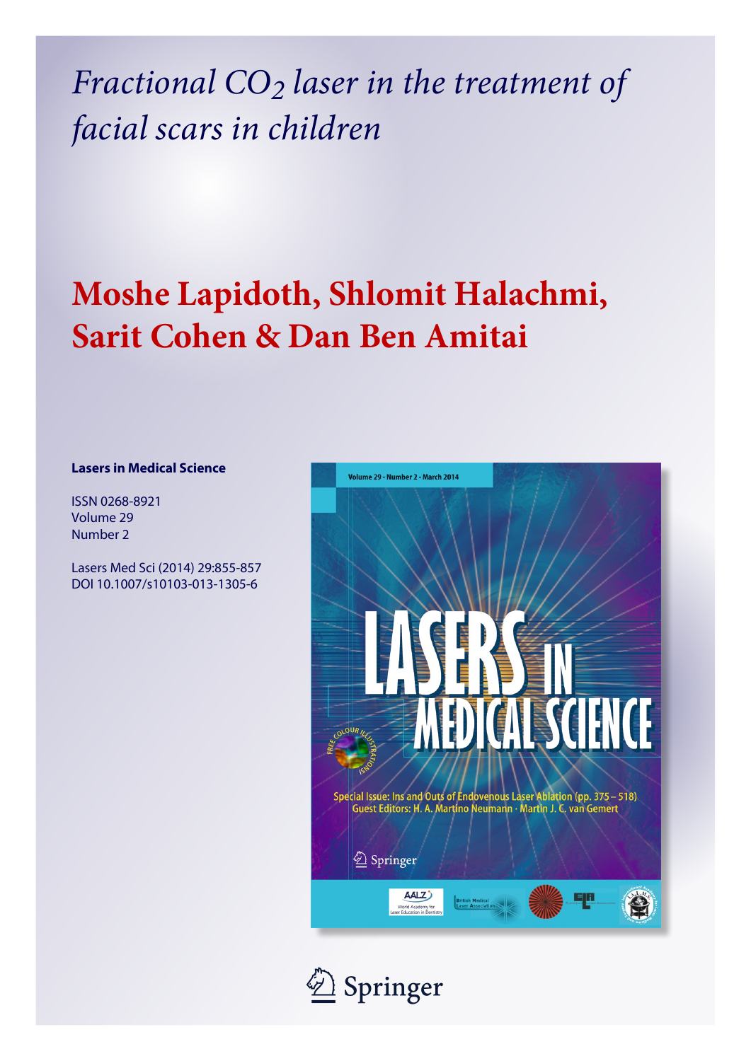# *Fractional $CO_2$ laser in the treatment of facial scars in children*

## Moshe Lapidoth, Shlomit Halachmi, Sarit Cohen & Dan Ben Amitai

**Lasers in Medical Science**

ISSN 0268-8921
Volume 29
Number 2

Lasers Med Sci (2014) 29:855-857
DOI 10.1007/s10103-013-1305-6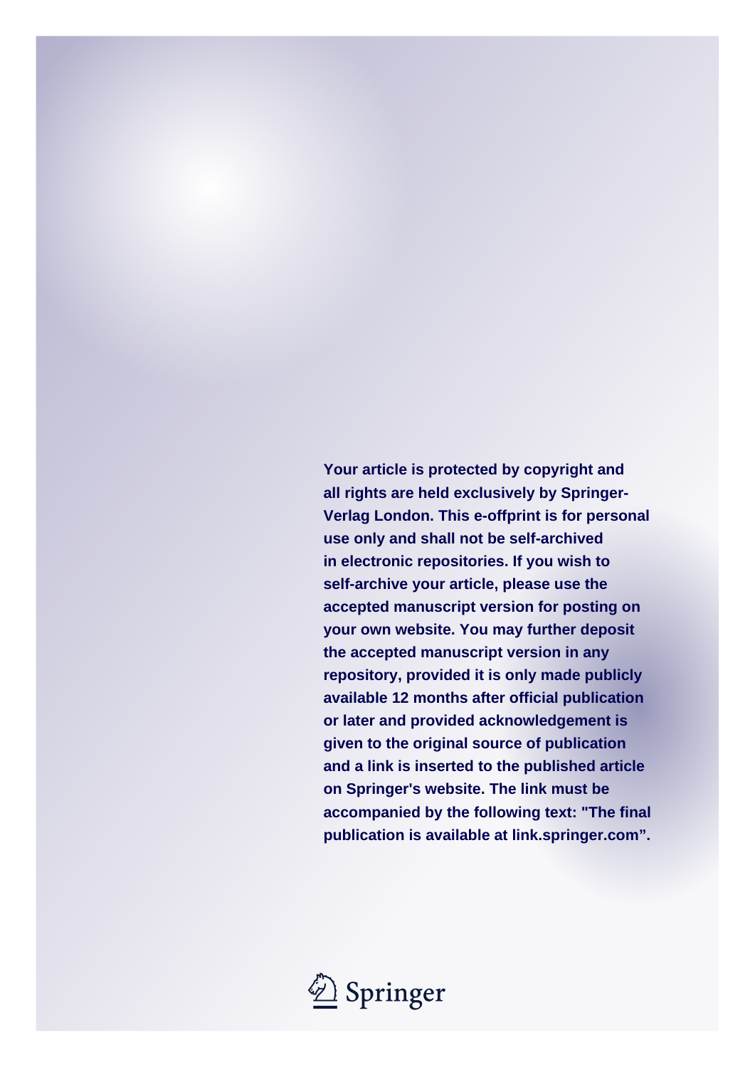**Your article is protected by copyright and all rights are held exclusively by Springer-Verlag London. This e-offprint is for personal use only and shall not be self-archived in electronic repositories. If you wish to self-archive your article, please use the accepted manuscript version for posting on your own website. You may further deposit the accepted manuscript version in any repository, provided it is only made publicly available 12 months after official publication or later and provided acknowledgement is given to the original source of publication and a link is inserted to the published article on Springer's website. The link must be accompanied by the following text: "The final publication is available at link.springer.com".**

Springer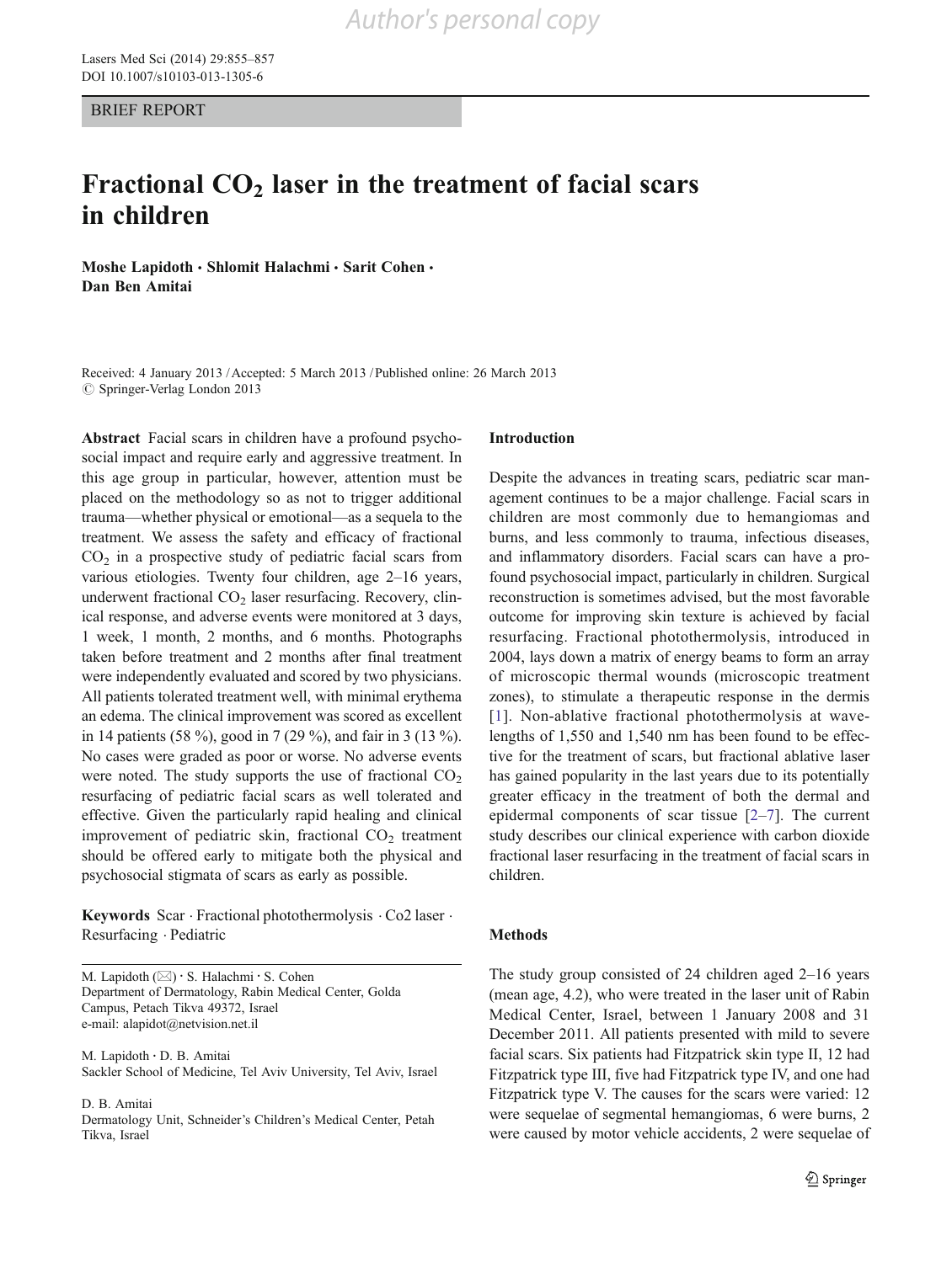Author's personal copy

BRIEF REPORT

# Fractional $CO_2$ laser in the treatment of facial scars in children

**Moshe Lapidoth · Shlomit Halachmi · Sarit Cohen · Dan Ben Amitai**

Received: 4 January 2013 / Accepted: 5 March 2013 / Published online: 26 March 2013
© Springer-Verlag London 2013

**Abstract** Facial scars in children have a profound psychosocial impact and require early and aggressive treatment. In this age group in particular, however, attention must be placed on the methodology so as not to trigger additional trauma—whether physical or emotional—as a sequela to the treatment. We assess the safety and efficacy of fractional $CO_2$ in a prospective study of pediatric facial scars from various etiologies. Twenty four children, age 2–16 years, underwent fractional $CO_2$ laser resurfacing. Recovery, clinical response, and adverse events were monitored at 3 days, 1 week, 1 month, 2 months, and 6 months. Photographs taken before treatment and 2 months after final treatment were independently evaluated and scored by two physicians. All patients tolerated treatment well, with minimal erythema an edema. The clinical improvement was scored as excellent in 14 patients (58 %), good in 7 (29 %), and fair in 3 (13 %). No cases were graded as poor or worse. No adverse events were noted. The study supports the use of fractional $CO_2$ resurfacing of pediatric facial scars as well tolerated and effective. Given the particularly rapid healing and clinical improvement of pediatric skin, fractional $CO_2$ treatment should be offered early to mitigate both the physical and psychosocial stigmata of scars as early as possible.

**Keywords** Scar · Fractional photothermolysis · Co2 laser · Resurfacing · Pediatric

M. Lapidoth (✉) · S. Halachmi · S. Cohen
Department of Dermatology, Rabin Medical Center, Golda Campus, Petach Tikva 49372, Israel
e-mail: alapidot@netvision.net.il

M. Lapidoth · D. B. Amitai
Sackler School of Medicine, Tel Aviv University, Tel Aviv, Israel

D. B. Amitai
Dermatology Unit, Schneider's Children's Medical Center, Petah Tikva, Israel

## Introduction

Despite the advances in treating scars, pediatric scar management continues to be a major challenge. Facial scars in children are most commonly due to hemangiomas and burns, and less commonly to trauma, infectious diseases, and inflammatory disorders. Facial scars can have a profound psychosocial impact, particularly in children. Surgical reconstruction is sometimes advised, but the most favorable outcome for improving skin texture is achieved by facial resurfacing. Fractional photothermolysis, introduced in 2004, lays down a matrix of energy beams to form an array of microscopic thermal wounds (microscopic treatment zones), to stimulate a therapeutic response in the dermis [1]. Non-ablative fractional photothermolysis at wavelengths of 1,550 and 1,540 nm has been found to be effective for the treatment of scars, but fractional ablative laser has gained popularity in the last years due to its potentially greater efficacy in the treatment of both the dermal and epidermal components of scar tissue [2–7]. The current study describes our clinical experience with carbon dioxide fractional laser resurfacing in the treatment of facial scars in children.

## Methods

The study group consisted of 24 children aged 2–16 years (mean age, 4.2), who were treated in the laser unit of Rabin Medical Center, Israel, between 1 January 2008 and 31 December 2011. All patients presented with mild to severe facial scars. Six patients had Fitzpatrick skin type II, 12 had Fitzpatrick type III, five had Fitzpatrick type IV, and one had Fitzpatrick type V. The causes for the scars were varied: 12 were sequelae of segmental hemangiomas, 6 were burns, 2 were caused by motor vehicle accidents, 2 were sequelae of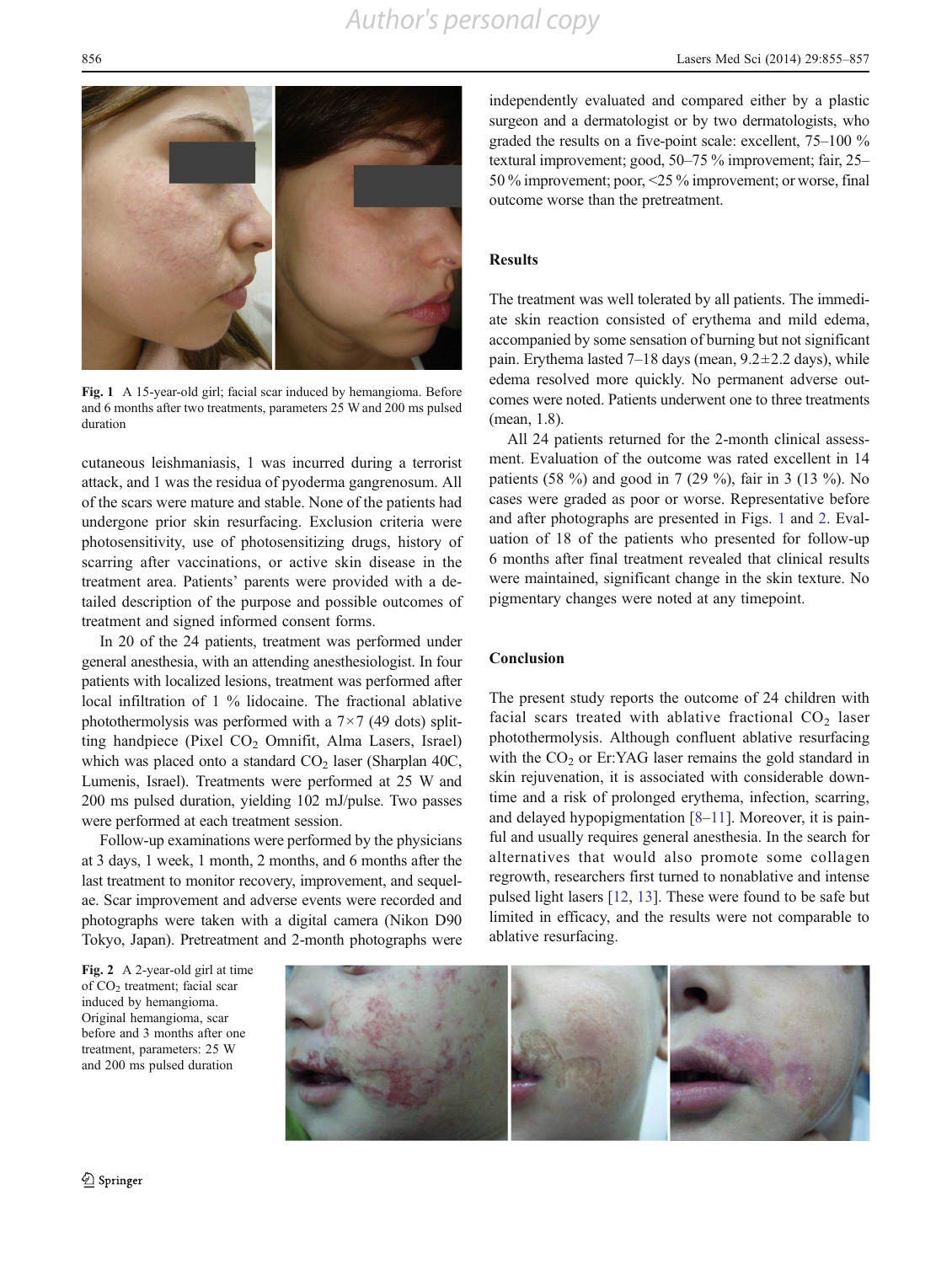Fig. 1 A 15-year-old girl; facial scar induced by hemangioma. Before and 6 months after two treatments, parameters 25 W and 200 ms pulsed duration

cutaneous leishmaniasis, 1 was incurred during a terrorist attack, and 1 was the residua of pyoderma gangrenosum. All of the scars were mature and stable. None of the patients had undergone prior skin resurfacing. Exclusion criteria were photosensitivity, use of photosensitizing drugs, history of scarring after vaccinations, or active skin disease in the treatment area. Patients' parents were provided with a detailed description of the purpose and possible outcomes of treatment and signed informed consent forms.

In 20 of the 24 patients, treatment was performed under general anesthesia, with an attending anesthesiologist. In four patients with localized lesions, treatment was performed after local infiltration of 1 % lidocaine. The fractional ablative photothermolysis was performed with a 7×7 (49 dots) splitting handpiece (Pixel $CO_2$ Omnifit, Alma Lasers, Israel) which was placed onto a standard $CO_2$ laser (Sharplan 40C, Lumenis, Israel). Treatments were performed at 25 W and 200 ms pulsed duration, yielding 102 mJ/pulse. Two passes were performed at each treatment session.

Follow-up examinations were performed by the physicians at 3 days, 1 week, 1 month, 2 months, and 6 months after the last treatment to monitor recovery, improvement, and sequelae. Scar improvement and adverse events were recorded and photographs were taken with a digital camera (Nikon D90 Tokyo, Japan). Pretreatment and 2-month photographs were independently evaluated and compared either by a plastic surgeon and a dermatologist or by two dermatologists, who graded the results on a five-point scale: excellent, 75–100 % textural improvement; good, 50–75 % improvement; fair, 25–50 % improvement; poor, <25 % improvement; or worse, final outcome worse than the pretreatment.

## Results

The treatment was well tolerated by all patients. The immediate skin reaction consisted of erythema and mild edema, accompanied by some sensation of burning but not significant pain. Erythema lasted 7–18 days (mean, 9.2±2.2 days), while edema resolved more quickly. No permanent adverse outcomes were noted. Patients underwent one to three treatments (mean, 1.8).

All 24 patients returned for the 2-month clinical assessment. Evaluation of the outcome was rated excellent in 14 patients (58 %) and good in 7 (29 %), fair in 3 (13 %). No cases were graded as poor or worse. Representative before and after photographs are presented in Figs. 1 and 2. Evaluation of 18 of the patients who presented for follow-up 6 months after final treatment revealed that clinical results were maintained, significant change in the skin texture. No pigmentary changes were noted at any timepoint.

## Conclusion

The present study reports the outcome of 24 children with facial scars treated with ablative fractional $CO_2$ laser photothermolysis. Although confluent ablative resurfacing with the $CO_2$ or Er:YAG laser remains the gold standard in skin rejuvenation, it is associated with considerable downtime and a risk of prolonged erythema, infection, scarring, and delayed hypopigmentation [8–11]. Moreover, it is painful and usually requires general anesthesia. In the search for alternatives that would also promote some collagen regrowth, researchers first turned to nonablative and intense pulsed light lasers [12, 13]. These were found to be safe but limited in efficacy, and the results were not comparable to ablative resurfacing.

Fig. 2 A 2-year-old girl at time of $CO_2$ treatment; facial scar induced by hemangioma. Original hemangioma, scar before and 3 months after one treatment, parameters: 25 W and 200 ms pulsed duration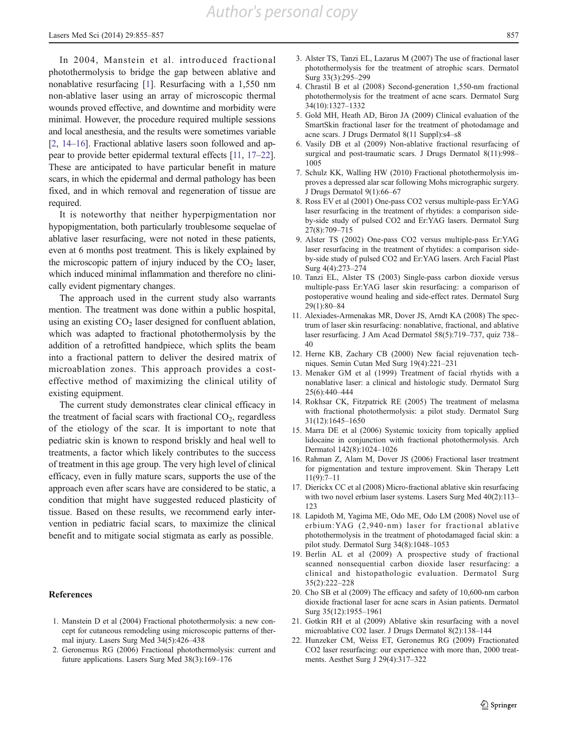In 2004, Manstein et al. introduced fractional photothermolysis to bridge the gap between ablative and nonablative resurfacing [1]. Resurfacing with a 1,550 nm non-ablative laser using an array of microscopic thermal wounds proved effective, and downtime and morbidity were minimal. However, the procedure required multiple sessions and local anesthesia, and the results were sometimes variable [2, 14–16]. Fractional ablative lasers soon followed and appear to provide better epidermal textural effects [11, 17–22]. These are anticipated to have particular benefit in mature scars, in which the epidermal and dermal pathology has been fixed, and in which removal and regeneration of tissue are required.

It is noteworthy that neither hyperpigmentation nor hypopigmentation, both particularly troublesome sequelae of ablative laser resurfacing, were not noted in these patients, even at 6 months post treatment. This is likely explained by the microscopic pattern of injury induced by the $CO_2$ laser, which induced minimal inflammation and therefore no clinically evident pigmentary changes.

The approach used in the current study also warrants mention. The treatment was done within a public hospital, using an existing $CO_2$ laser designed for confluent ablation, which was adapted to fractional photothermolysis by the addition of a retrofitted handpiece, which splits the beam into a fractional pattern to deliver the desired matrix of microablation zones. This approach provides a cost-effective method of maximizing the clinical utility of existing equipment.

The current study demonstrates clear clinical efficacy in the treatment of facial scars with fractional $CO_2$, regardless of the etiology of the scar. It is important to note that pediatric skin is known to respond briskly and heal well to treatments, a factor which likely contributes to the success of treatment in this age group. The very high level of clinical efficacy, even in fully mature scars, supports the use of the approach even after scars have are considered to be static, a condition that might have suggested reduced plasticity of tissue. Based on these results, we recommend early intervention in pediatric facial scars, to maximize the clinical benefit and to mitigate social stigmata as early as possible.

## References

1. Manstein D et al (2004) Fractional photothermolysis: a new concept for cutaneous remodeling using microscopic patterns of thermal injury. Lasers Surg Med 34(5):426–438
2. Geronemus RG (2006) Fractional photothermolysis: current and future applications. Lasers Surg Med 38(3):169–176
3. Alster TS, Tanzi EL, Lazarus M (2007) The use of fractional laser photothermolysis for the treatment of atrophic scars. Dermatol Surg 33(3):295–299
4. Chrastil B et al (2008) Second-generation 1,550-nm fractional photothermolysis for the treatment of acne scars. Dermatol Surg 34(10):1327–1332
5. Gold MH, Heath AD, Biron JA (2009) Clinical evaluation of the SmartSkin fractional laser for the treatment of photodamage and acne scars. J Drugs Dermatol 8(11 Suppl):s4–s8
6. Vasily DB et al (2009) Non-ablative fractional resurfacing of surgical and post-traumatic scars. J Drugs Dermatol 8(11):998–1005
7. Schulz KK, Walling HW (2010) Fractional photothermolysis improves a depressed alar scar following Mohs micrographic surgery. J Drugs Dermatol 9(1):66–67
8. Ross EV et al (2001) One-pass CO2 versus multiple-pass Er:YAG laser resurfacing in the treatment of rhytides: a comparison side-by-side study of pulsed CO2 and Er:YAG lasers. Dermatol Surg 27(8):709–715
9. Alster TS (2002) One-pass CO2 versus multiple-pass Er:YAG laser resurfacing in the treatment of rhytides: a comparison side-by-side study of pulsed CO2 and Er:YAG lasers. Arch Facial Plast Surg 4(4):273–274
10. Tanzi EL, Alster TS (2003) Single-pass carbon dioxide versus multiple-pass Er:YAG laser skin resurfacing: a comparison of postoperative wound healing and side-effect rates. Dermatol Surg 29(1):80–84
11. Alexiades-Armenakas MR, Dover JS, Arndt KA (2008) The spectrum of laser skin resurfacing: nonablative, fractional, and ablative laser resurfacing. J Am Acad Dermatol 58(5):719–737, quiz 738–40
12. Herne KB, Zachary CB (2000) New facial rejuvenation techniques. Semin Cutan Med Surg 19(4):221–231
13. Menaker GM et al (1999) Treatment of facial rhytids with a nonablative laser: a clinical and histologic study. Dermatol Surg 25(6):440–444
14. Rokhsar CK, Fitzpatrick RE (2005) The treatment of melasma with fractional photothermolysis: a pilot study. Dermatol Surg 31(12):1645–1650
15. Marra DE et al (2006) Systemic toxicity from topically applied lidocaine in conjunction with fractional photothermolysis. Arch Dermatol 142(8):1024–1026
16. Rahman Z, Alam M, Dover JS (2006) Fractional laser treatment for pigmentation and texture improvement. Skin Therapy Lett 11(9):7–11
17. Dierickx CC et al (2008) Micro-fractional ablative skin resurfacing with two novel erbium laser systems. Lasers Surg Med 40(2):113–123
18. Lapidoth M, Yagima ME, Odo ME, Odo LM (2008) Novel use of erbium:YAG (2,940-nm) laser for fractional ablative photothermolysis in the treatment of photodamaged facial skin: a pilot study. Dermatol Surg 34(8):1048–1053
19. Berlin AL et al (2009) A prospective study of fractional scanned nonsequential carbon dioxide laser resurfacing: a clinical and histopathologic evaluation. Dermatol Surg 35(2):222–228
20. Cho SB et al (2009) The efficacy and safety of 10,600-nm carbon dioxide fractional laser for acne scars in Asian patients. Dermatol Surg 35(12):1955–1961
21. Gotkin RH et al (2009) Ablative skin resurfacing with a novel microablative CO2 laser. J Drugs Dermatol 8(2):138–144
22. Hunzeker CM, Weiss ET, Geronemus RG (2009) Fractionated CO2 laser resurfacing: our experience with more than, 2000 treatments. Aesthet Surg J 29(4):317–322